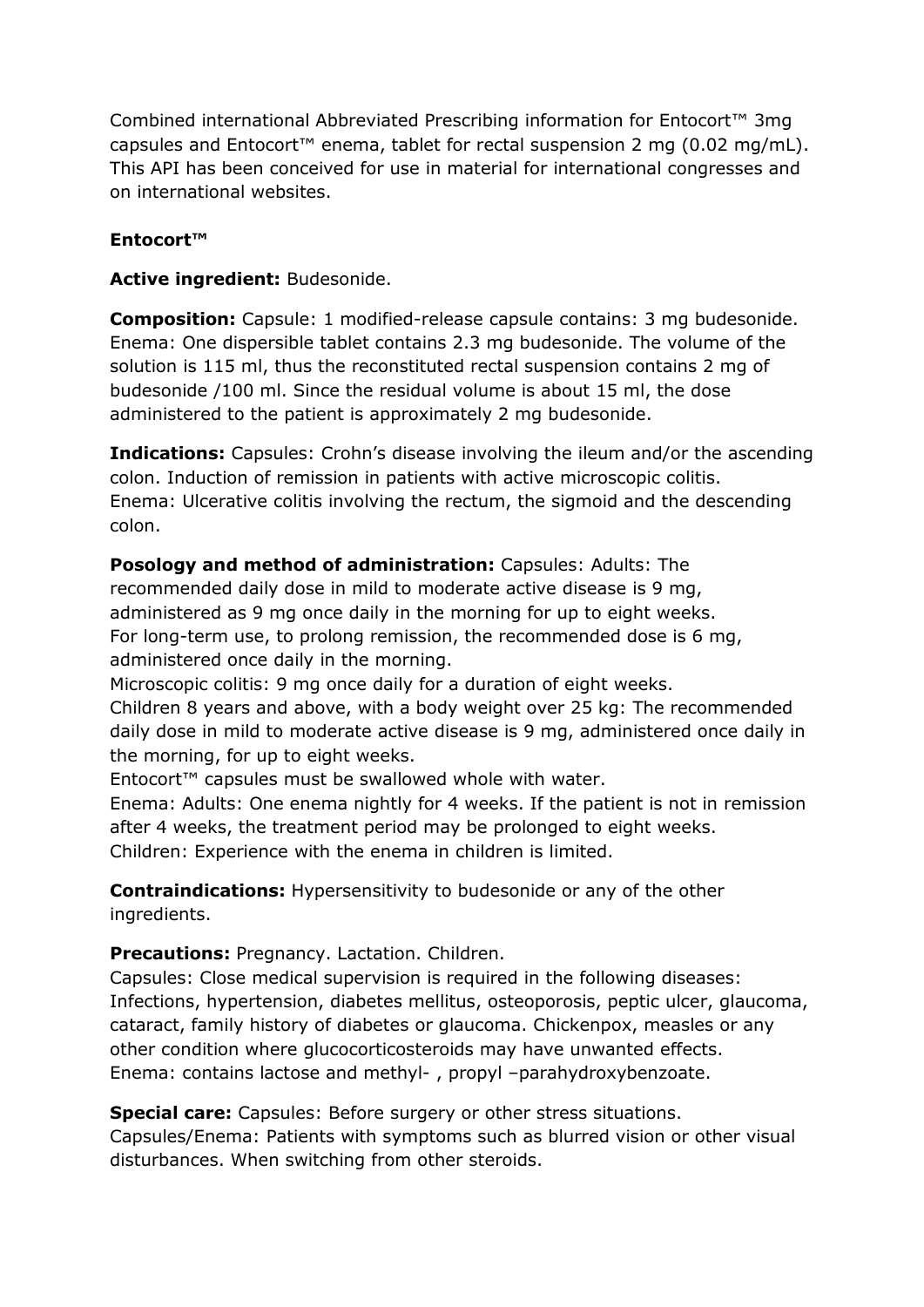Combined international Abbreviated Prescribing information for Entocort™ 3mg capsules and Entocort™ enema, tablet for rectal suspension 2 mg (0.02 mg/mL). This API has been conceived for use in material for international congresses and on international websites.

**Entocort™**

**Active ingredient:** Budesonide.

**Composition:** Capsule: 1 modified-release capsule contains: 3 mg budesonide. Enema: One dispersible tablet contains 2.3 mg budesonide. The volume of the solution is 115 ml, thus the reconstituted rectal suspension contains 2 mg of budesonide /100 ml. Since the residual volume is about 15 ml, the dose administered to the patient is approximately 2 mg budesonide.

**Indications:** Capsules: Crohn's disease involving the ileum and/or the ascending colon. Induction of remission in patients with active microscopic colitis. Enema: Ulcerative colitis involving the rectum, the sigmoid and the descending colon.

**Posology and method of administration:** Capsules: Adults: The recommended daily dose in mild to moderate active disease is 9 mg, administered as 9 mg once daily in the morning for up to eight weeks. For long-term use, to prolong remission, the recommended dose is 6 mg, administered once daily in the morning.
Microscopic colitis: 9 mg once daily for a duration of eight weeks.
Children 8 years and above, with a body weight over 25 kg: The recommended daily dose in mild to moderate active disease is 9 mg, administered once daily in the morning, for up to eight weeks.
Entocort™ capsules must be swallowed whole with water.
Enema: Adults: One enema nightly for 4 weeks. If the patient is not in remission after 4 weeks, the treatment period may be prolonged to eight weeks.
Children: Experience with the enema in children is limited.

**Contraindications:** Hypersensitivity to budesonide or any of the other ingredients.

**Precautions:** Pregnancy. Lactation. Children.
Capsules: Close medical supervision is required in the following diseases: Infections, hypertension, diabetes mellitus, osteoporosis, peptic ulcer, glaucoma, cataract, family history of diabetes or glaucoma. Chickenpox, measles or any other condition where glucocorticosteroids may have unwanted effects.
Enema: contains lactose and methyl- , propyl –parahydroxybenzoate.

**Special care:** Capsules: Before surgery or other stress situations.
Capsules/Enema: Patients with symptoms such as blurred vision or other visual disturbances. When switching from other steroids.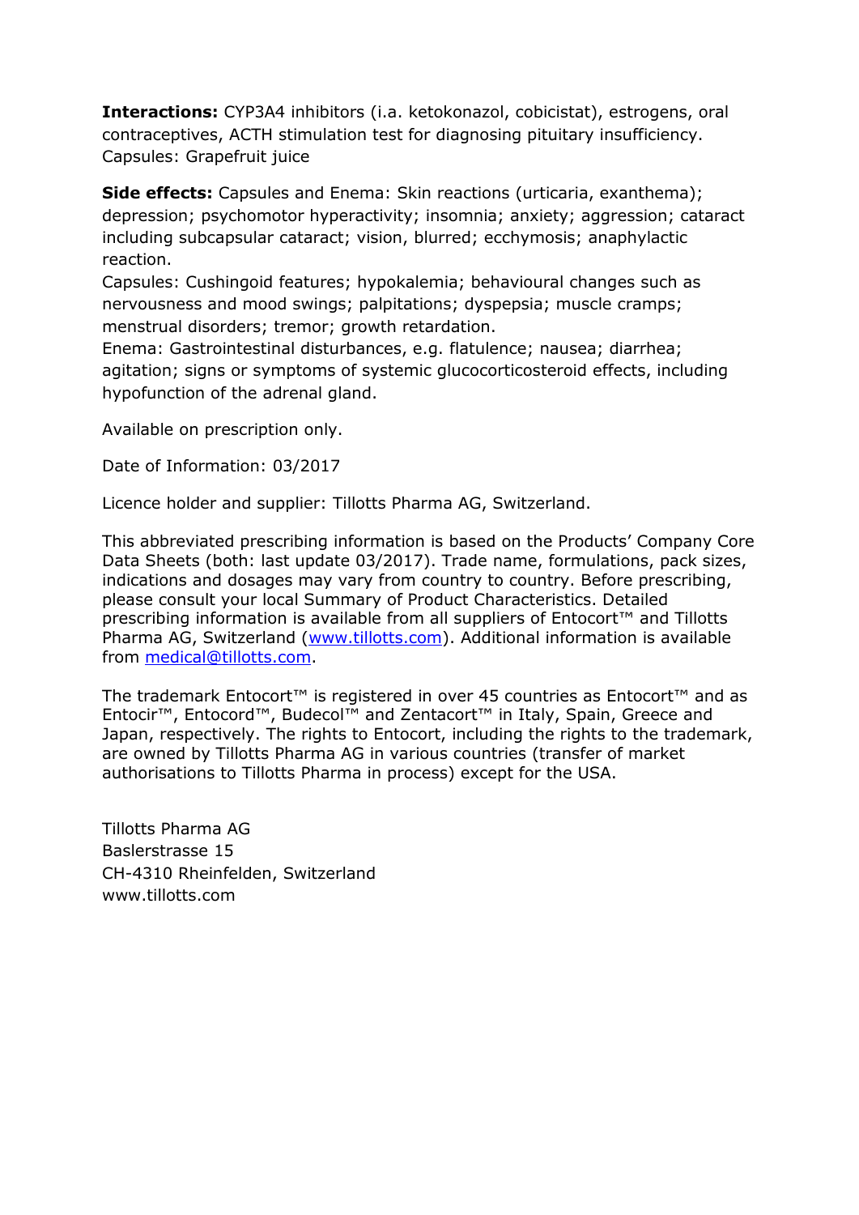**Interactions:** CYP3A4 inhibitors (i.a. ketokonazol, cobicistat), estrogens, oral contraceptives, ACTH stimulation test for diagnosing pituitary insufficiency. Capsules: Grapefruit juice

**Side effects:** Capsules and Enema: Skin reactions (urticaria, exanthema); depression; psychomotor hyperactivity; insomnia; anxiety; aggression; cataract including subcapsular cataract; vision, blurred; ecchymosis; anaphylactic reaction.
Capsules: Cushingoid features; hypokalemia; behavioural changes such as nervousness and mood swings; palpitations; dyspepsia; muscle cramps; menstrual disorders; tremor; growth retardation.
Enema: Gastrointestinal disturbances, e.g. flatulence; nausea; diarrhea; agitation; signs or symptoms of systemic glucocorticosteroid effects, including hypofunction of the adrenal gland.

Available on prescription only.

Date of Information: 03/2017

Licence holder and supplier: Tillotts Pharma AG, Switzerland.

This abbreviated prescribing information is based on the Products' Company Core Data Sheets (both: last update 03/2017). Trade name, formulations, pack sizes, indications and dosages may vary from country to country. Before prescribing, please consult your local Summary of Product Characteristics. Detailed prescribing information is available from all suppliers of Entocort™ and Tillotts Pharma AG, Switzerland (www.tillotts.com). Additional information is available from medical@tillotts.com.

The trademark Entocort™ is registered in over 45 countries as Entocort™ and as Entocir™, Entocord™, Budecol™ and Zentacort™ in Italy, Spain, Greece and Japan, respectively. The rights to Entocort, including the rights to the trademark, are owned by Tillotts Pharma AG in various countries (transfer of market authorisations to Tillotts Pharma in process) except for the USA.

Tillotts Pharma AG
Baslerstrasse 15
CH-4310 Rheinfelden, Switzerland
www.tillotts.com